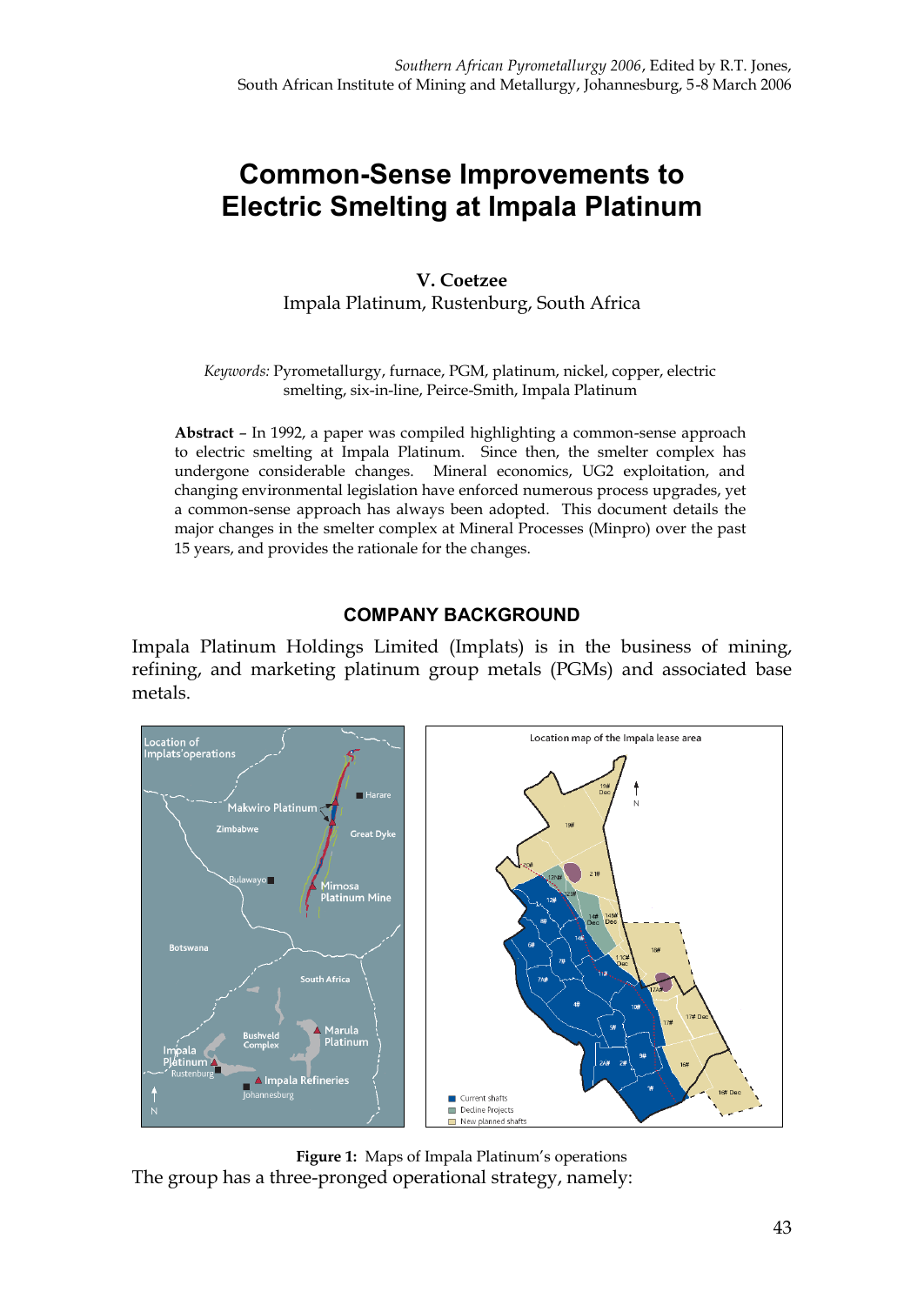# Common-Sense Improvements to Electric Smelting at Impala Platinum

**V. Coetzee**
Impala Platinum, Rustenburg, South Africa

*Keywords:* Pyrometallurgy, furnace, PGM, platinum, nickel, copper, electric smelting, six-in-line, Peirce-Smith, Impala Platinum

**Abstract** – In 1992, a paper was compiled highlighting a common-sense approach to electric smelting at Impala Platinum. Since then, the smelter complex has undergone considerable changes. Mineral economics, UG2 exploitation, and changing environmental legislation have enforced numerous process upgrades, yet a common-sense approach has always been adopted. This document details the major changes in the smelter complex at Mineral Processes (Minpro) over the past 15 years, and provides the rationale for the changes.

## COMPANY BACKGROUND

Impala Platinum Holdings Limited (Implats) is in the business of mining, refining, and marketing platinum group metals (PGMs) and associated base metals.

**Figure 1:** Maps of Impala Platinum's operations

The group has a three-pronged operational strategy, namely: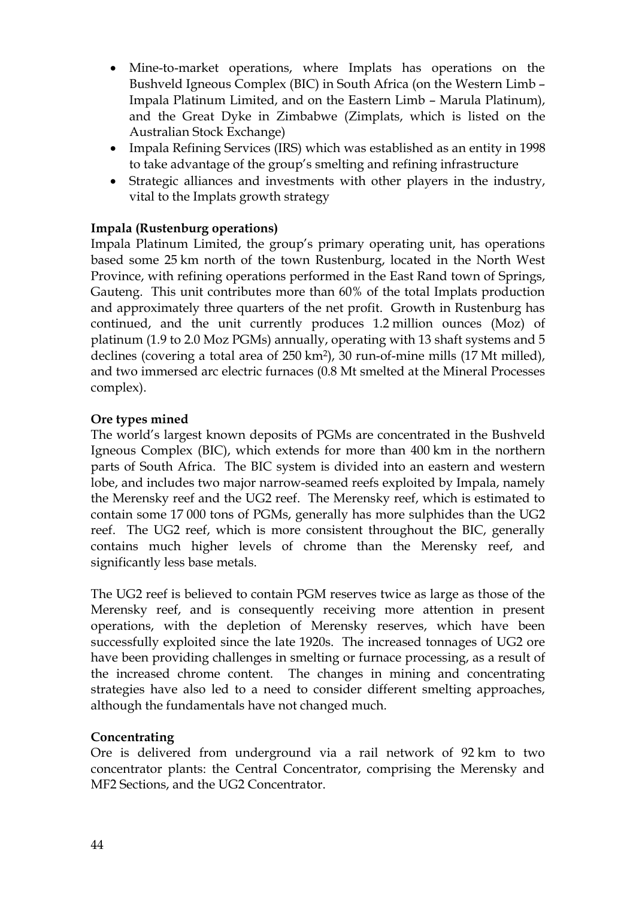- Mine-to-market operations, where Implats has operations on the Bushveld Igneous Complex (BIC) in South Africa (on the Western Limb – Impala Platinum Limited, and on the Eastern Limb – Marula Platinum), and the Great Dyke in Zimbabwe (Zimplats, which is listed on the Australian Stock Exchange)
- Impala Refining Services (IRS) which was established as an entity in 1998 to take advantage of the group's smelting and refining infrastructure
- Strategic alliances and investments with other players in the industry, vital to the Implats growth strategy

**Impala (Rustenburg operations)**

Impala Platinum Limited, the group's primary operating unit, has operations based some 25 km north of the town Rustenburg, located in the North West Province, with refining operations performed in the East Rand town of Springs, Gauteng. This unit contributes more than 60% of the total Implats production and approximately three quarters of the net profit. Growth in Rustenburg has continued, and the unit currently produces 1.2 million ounces (Moz) of platinum (1.9 to 2.0 Moz PGMs) annually, operating with 13 shaft systems and 5 declines (covering a total area of 250 $km^2$), 30 run-of-mine mills (17 Mt milled), and two immersed arc electric furnaces (0.8 Mt smelted at the Mineral Processes complex).

**Ore types mined**

The world's largest known deposits of PGMs are concentrated in the Bushveld Igneous Complex (BIC), which extends for more than 400 km in the northern parts of South Africa. The BIC system is divided into an eastern and western lobe, and includes two major narrow-seamed reefs exploited by Impala, namely the Merensky reef and the UG2 reef. The Merensky reef, which is estimated to contain some 17 000 tons of PGMs, generally has more sulphides than the UG2 reef. The UG2 reef, which is more consistent throughout the BIC, generally contains much higher levels of chrome than the Merensky reef, and significantly less base metals.

The UG2 reef is believed to contain PGM reserves twice as large as those of the Merensky reef, and is consequently receiving more attention in present operations, with the depletion of Merensky reserves, which have been successfully exploited since the late 1920s. The increased tonnages of UG2 ore have been providing challenges in smelting or furnace processing, as a result of the increased chrome content. The changes in mining and concentrating strategies have also led to a need to consider different smelting approaches, although the fundamentals have not changed much.

**Concentrating**

Ore is delivered from underground via a rail network of 92 km to two concentrator plants: the Central Concentrator, comprising the Merensky and MF2 Sections, and the UG2 Concentrator.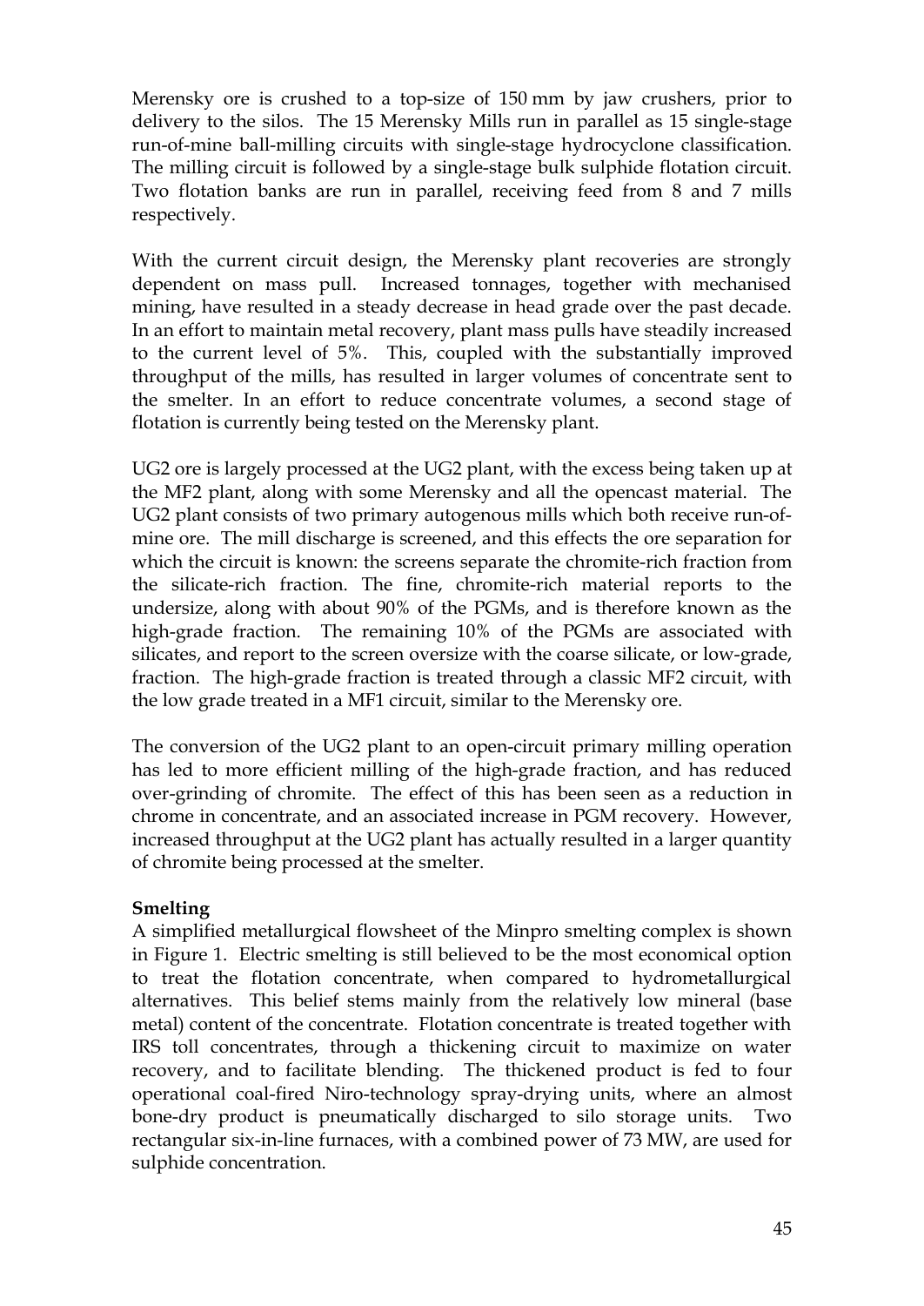Merensky ore is crushed to a top-size of 150 mm by jaw crushers, prior to delivery to the silos. The 15 Merensky Mills run in parallel as 15 single-stage run-of-mine ball-milling circuits with single-stage hydrocyclone classification. The milling circuit is followed by a single-stage bulk sulphide flotation circuit. Two flotation banks are run in parallel, receiving feed from 8 and 7 mills respectively.

With the current circuit design, the Merensky plant recoveries are strongly dependent on mass pull. Increased tonnages, together with mechanised mining, have resulted in a steady decrease in head grade over the past decade. In an effort to maintain metal recovery, plant mass pulls have steadily increased to the current level of 5%. This, coupled with the substantially improved throughput of the mills, has resulted in larger volumes of concentrate sent to the smelter. In an effort to reduce concentrate volumes, a second stage of flotation is currently being tested on the Merensky plant.

UG2 ore is largely processed at the UG2 plant, with the excess being taken up at the MF2 plant, along with some Merensky and all the opencast material. The UG2 plant consists of two primary autogenous mills which both receive run-of-mine ore. The mill discharge is screened, and this effects the ore separation for which the circuit is known: the screens separate the chromite-rich fraction from the silicate-rich fraction. The fine, chromite-rich material reports to the undersize, along with about 90% of the PGMs, and is therefore known as the high-grade fraction. The remaining 10% of the PGMs are associated with silicates, and report to the screen oversize with the coarse silicate, or low-grade, fraction. The high-grade fraction is treated through a classic MF2 circuit, with the low grade treated in a MF1 circuit, similar to the Merensky ore.

The conversion of the UG2 plant to an open-circuit primary milling operation has led to more efficient milling of the high-grade fraction, and has reduced over-grinding of chromite. The effect of this has been seen as a reduction in chrome in concentrate, and an associated increase in PGM recovery. However, increased throughput at the UG2 plant has actually resulted in a larger quantity of chromite being processed at the smelter.

**Smelting**

A simplified metallurgical flowsheet of the Minpro smelting complex is shown in Figure 1. Electric smelting is still believed to be the most economical option to treat the flotation concentrate, when compared to hydrometallurgical alternatives. This belief stems mainly from the relatively low mineral (base metal) content of the concentrate. Flotation concentrate is treated together with IRS toll concentrates, through a thickening circuit to maximize on water recovery, and to facilitate blending. The thickened product is fed to four operational coal-fired Niro-technology spray-drying units, where an almost bone-dry product is pneumatically discharged to silo storage units. Two rectangular six-in-line furnaces, with a combined power of 73 MW, are used for sulphide concentration.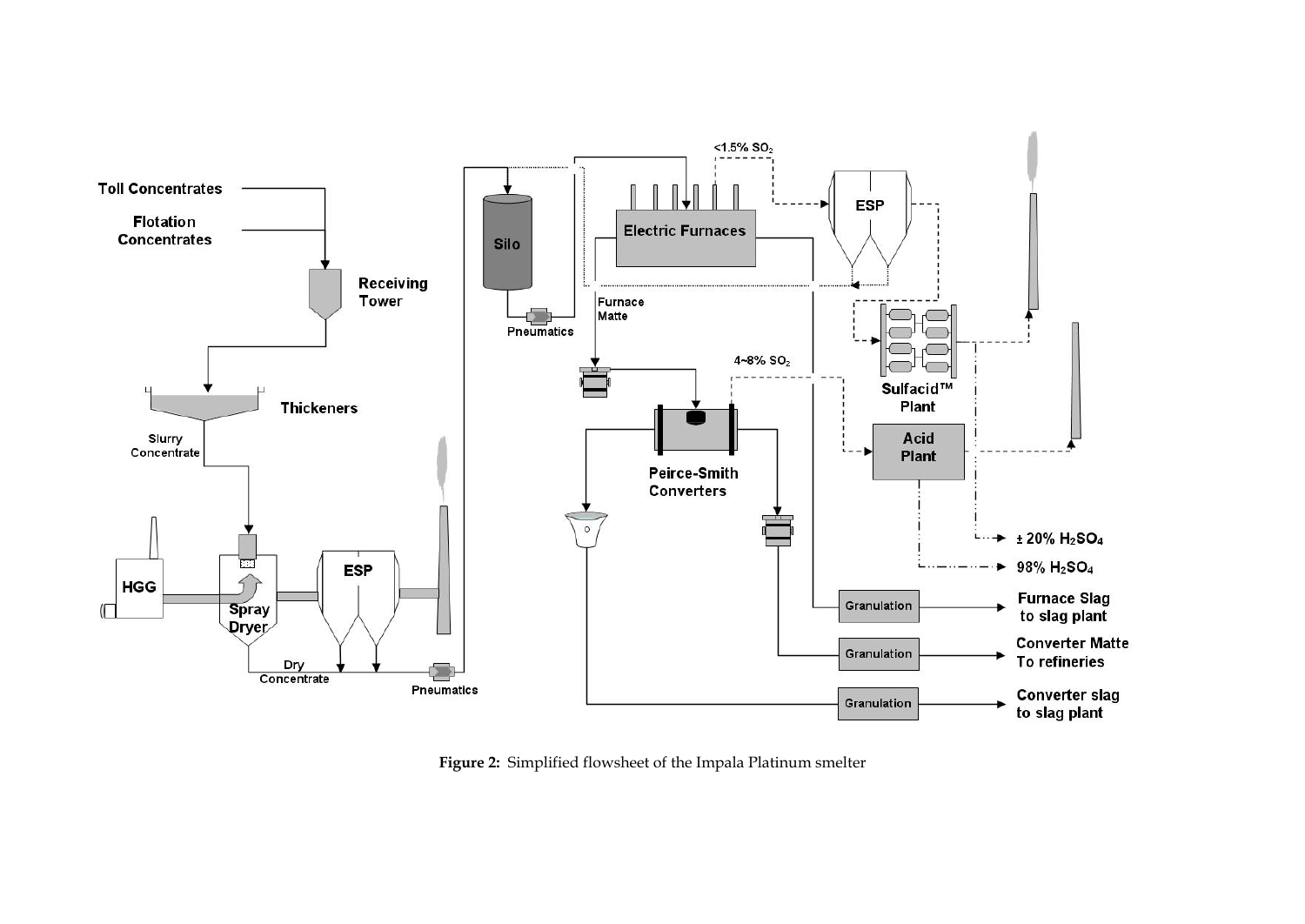**Figure 2:** Simplified flowsheet of the Impala Platinum smelter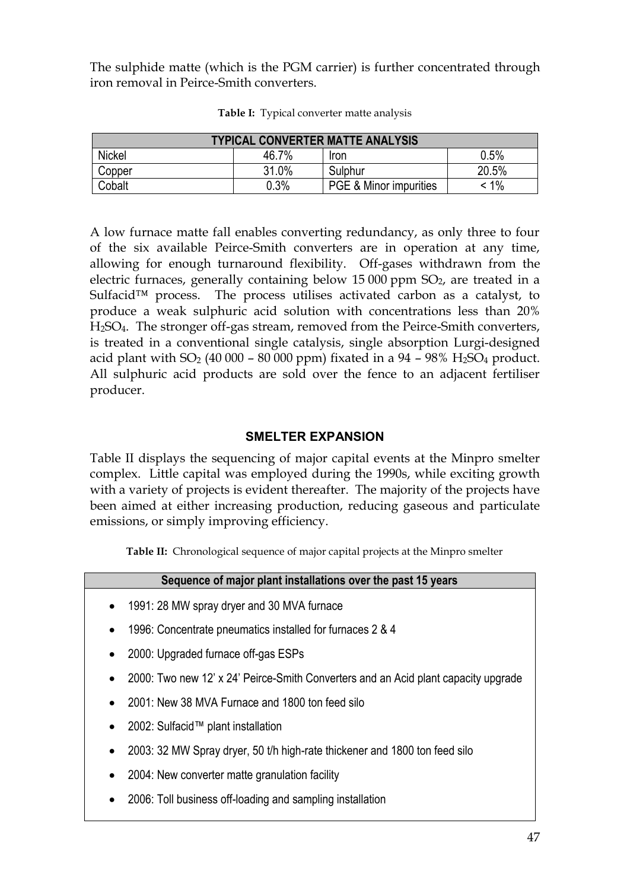The sulphide matte (which is the PGM carrier) is further concentrated through iron removal in Peirce-Smith converters.

**Table I:** Typical converter matte analysis

| TYPICAL CONVERTER MATTE ANALYSIS | | | |
|---|---|---|---|
| Nickel | 46.7% | Iron | 0.5% |
| Copper | 31.0% | Sulphur | 20.5% |
| Cobalt | 0.3% | PGE & Minor impurities | < 1% |

A low furnace matte fall enables converting redundancy, as only three to four of the six available Peirce-Smith converters are in operation at any time, allowing for enough turnaround flexibility. Off-gases withdrawn from the electric furnaces, generally containing below 15 000 ppm $SO_2$, are treated in a Sulfacid™ process. The process utilises activated carbon as a catalyst, to produce a weak sulphuric acid solution with concentrations less than 20% $H_2SO_4$. The stronger off-gas stream, removed from the Peirce-Smith converters, is treated in a conventional single catalysis, single absorption Lurgi-designed acid plant with $SO_2$ (40 000 – 80 000 ppm) fixated in a 94 – 98% $H_2SO_4$ product. All sulphuric acid products are sold over the fence to an adjacent fertiliser producer.

## SMELTER EXPANSION

Table II displays the sequencing of major capital events at the Minpro smelter complex. Little capital was employed during the 1990s, while exciting growth with a variety of projects is evident thereafter. The majority of the projects have been aimed at either increasing production, reducing gaseous and particulate emissions, or simply improving efficiency.

**Table II:** Chronological sequence of major capital projects at the Minpro smelter

| Sequence of major plant installations over the past 15 years |
|---|
| • 1991: 28 MW spray dryer and 30 MVA furnace |
| • 1996: Concentrate pneumatics installed for furnaces 2 & 4 |
| • 2000: Upgraded furnace off-gas ESPs |
| • 2000: Two new 12' x 24' Peirce-Smith Converters and an Acid plant capacity upgrade |
| • 2001: New 38 MVA Furnace and 1800 ton feed silo |
| • 2002: Sulfacid™ plant installation |
| • 2003: 32 MW Spray dryer, 50 t/h high-rate thickener and 1800 ton feed silo |
| • 2004: New converter matte granulation facility |
| • 2006: Toll business off-loading and sampling installation |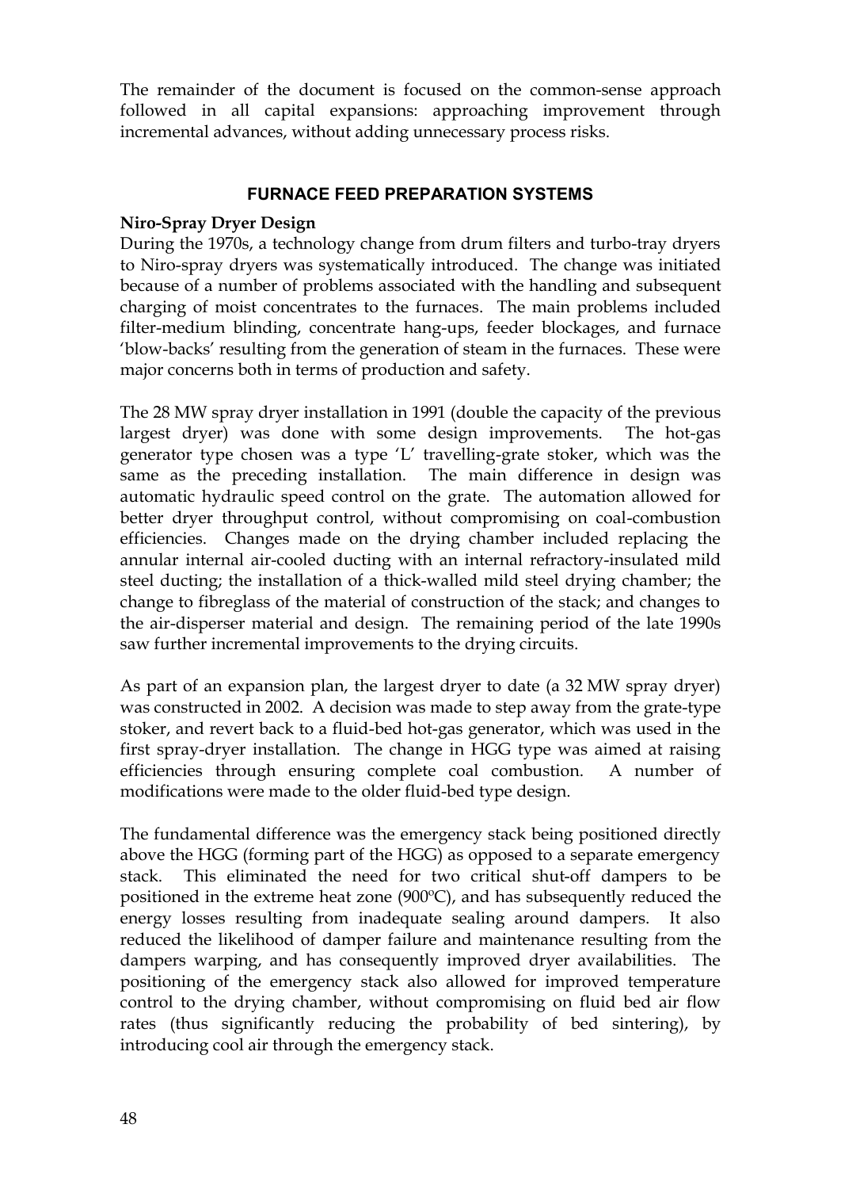The remainder of the document is focused on the common-sense approach followed in all capital expansions: approaching improvement through incremental advances, without adding unnecessary process risks.

## FURNACE FEED PREPARATION SYSTEMS

### Niro-Spray Dryer Design

During the 1970s, a technology change from drum filters and turbo-tray dryers to Niro-spray dryers was systematically introduced. The change was initiated because of a number of problems associated with the handling and subsequent charging of moist concentrates to the furnaces. The main problems included filter-medium blinding, concentrate hang-ups, feeder blockages, and furnace 'blow-backs' resulting from the generation of steam in the furnaces. These were major concerns both in terms of production and safety.

The 28 MW spray dryer installation in 1991 (double the capacity of the previous largest dryer) was done with some design improvements. The hot-gas generator type chosen was a type 'L' travelling-grate stoker, which was the same as the preceding installation. The main difference in design was automatic hydraulic speed control on the grate. The automation allowed for better dryer throughput control, without compromising on coal-combustion efficiencies. Changes made on the drying chamber included replacing the annular internal air-cooled ducting with an internal refractory-insulated mild steel ducting; the installation of a thick-walled mild steel drying chamber; the change to fibreglass of the material of construction of the stack; and changes to the air-disperser material and design. The remaining period of the late 1990s saw further incremental improvements to the drying circuits.

As part of an expansion plan, the largest dryer to date (a 32 MW spray dryer) was constructed in 2002. A decision was made to step away from the grate-type stoker, and revert back to a fluid-bed hot-gas generator, which was used in the first spray-dryer installation. The change in HGG type was aimed at raising efficiencies through ensuring complete coal combustion. A number of modifications were made to the older fluid-bed type design.

The fundamental difference was the emergency stack being positioned directly above the HGG (forming part of the HGG) as opposed to a separate emergency stack. This eliminated the need for two critical shut-off dampers to be positioned in the extreme heat zone (900ºC), and has subsequently reduced the energy losses resulting from inadequate sealing around dampers. It also reduced the likelihood of damper failure and maintenance resulting from the dampers warping, and has consequently improved dryer availabilities. The positioning of the emergency stack also allowed for improved temperature control to the drying chamber, without compromising on fluid bed air flow rates (thus significantly reducing the probability of bed sintering), by introducing cool air through the emergency stack.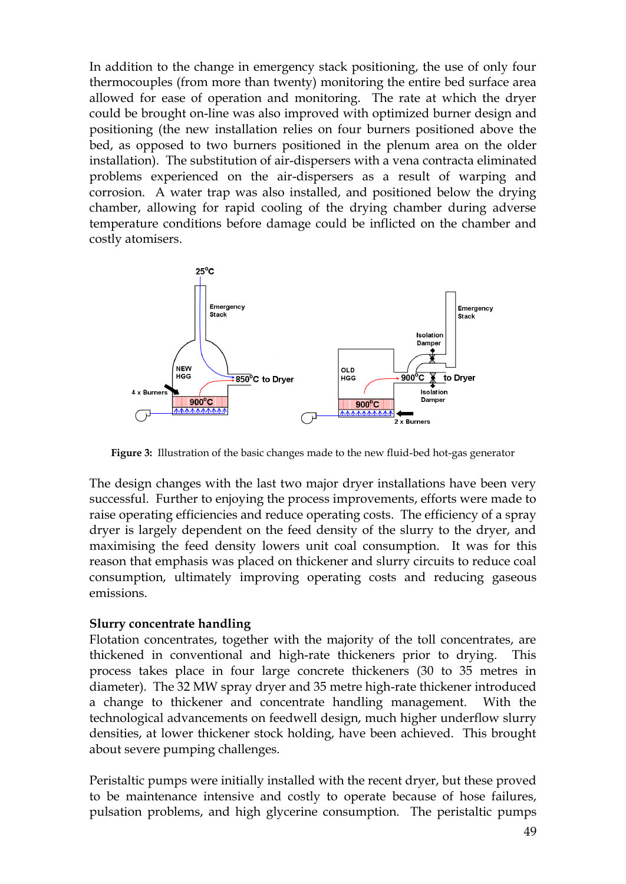In addition to the change in emergency stack positioning, the use of only four thermocouples (from more than twenty) monitoring the entire bed surface area allowed for ease of operation and monitoring. The rate at which the dryer could be brought on-line was also improved with optimized burner design and positioning (the new installation relies on four burners positioned above the bed, as opposed to two burners positioned in the plenum area on the older installation). The substitution of air-dispersers with a vena contracta eliminated problems experienced on the air-dispersers as a result of warping and corrosion. A water trap was also installed, and positioned below the drying chamber, allowing for rapid cooling of the drying chamber during adverse temperature conditions before damage could be inflicted on the chamber and costly atomisers.

**Figure 3:** Illustration of the basic changes made to the new fluid-bed hot-gas generator

The design changes with the last two major dryer installations have been very successful. Further to enjoying the process improvements, efforts were made to raise operating efficiencies and reduce operating costs. The efficiency of a spray dryer is largely dependent on the feed density of the slurry to the dryer, and maximising the feed density lowers unit coal consumption. It was for this reason that emphasis was placed on thickener and slurry circuits to reduce coal consumption, ultimately improving operating costs and reducing gaseous emissions.

**Slurry concentrate handling**

Flotation concentrates, together with the majority of the toll concentrates, are thickened in conventional and high-rate thickeners prior to drying. This process takes place in four large concrete thickeners (30 to 35 metres in diameter). The 32 MW spray dryer and 35 metre high-rate thickener introduced a change to thickener and concentrate handling management. With the technological advancements on feedwell design, much higher underflow slurry densities, at lower thickener stock holding, have been achieved. This brought about severe pumping challenges.

Peristaltic pumps were initially installed with the recent dryer, but these proved to be maintenance intensive and costly to operate because of hose failures, pulsation problems, and high glycerine consumption. The peristaltic pumps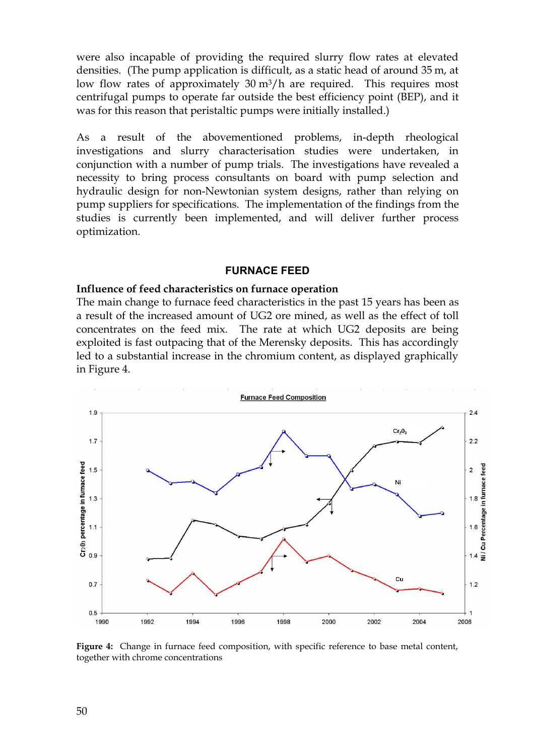were also incapable of providing the required slurry flow rates at elevated densities. (The pump application is difficult, as a static head of around 35 m, at low flow rates of approximately 30 $m^3/h$ are required. This requires most centrifugal pumps to operate far outside the best efficiency point (BEP), and it was for this reason that peristaltic pumps were initially installed.)

As a result of the abovementioned problems, in-depth rheological investigations and slurry characterisation studies were undertaken, in conjunction with a number of pump trials. The investigations have revealed a necessity to bring process consultants on board with pump selection and hydraulic design for non-Newtonian system designs, rather than relying on pump suppliers for specifications. The implementation of the findings from the studies is currently been implemented, and will deliver further process optimization.

## FURNACE FEED

### Influence of feed characteristics on furnace operation

The main change to furnace feed characteristics in the past 15 years has been as a result of the increased amount of UG2 ore mined, as well as the effect of toll concentrates on the feed mix. The rate at which UG2 deposits are being exploited is fast outpacing that of the Merensky deposits. This has accordingly led to a substantial increase in the chromium content, as displayed graphically in Figure 4.

**Figure 4:** Change in furnace feed composition, with specific reference to base metal content, together with chrome concentrations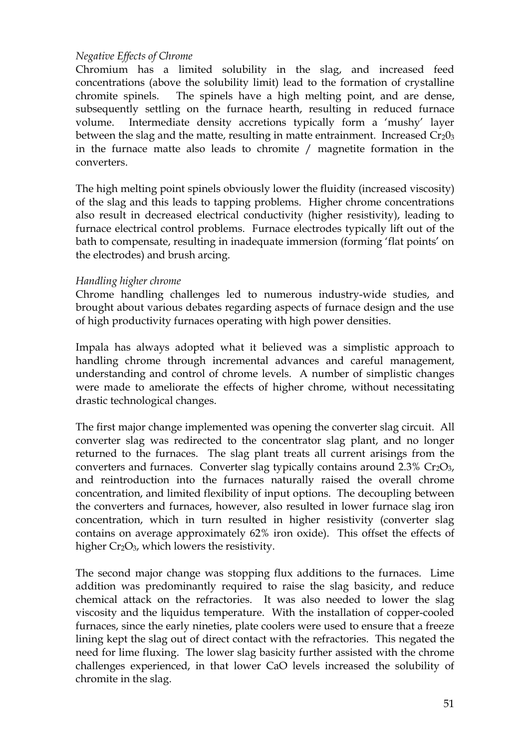*Negative Effects of Chrome*

Chromium has a limited solubility in the slag, and increased feed concentrations (above the solubility limit) lead to the formation of crystalline chromite spinels. The spinels have a high melting point, and are dense, subsequently settling on the furnace hearth, resulting in reduced furnace volume. Intermediate density accretions typically form a 'mushy' layer between the slag and the matte, resulting in matte entrainment. Increased $Cr_20_3$ in the furnace matte also leads to chromite / magnetite formation in the converters.

The high melting point spinels obviously lower the fluidity (increased viscosity) of the slag and this leads to tapping problems. Higher chrome concentrations also result in decreased electrical conductivity (higher resistivity), leading to furnace electrical control problems. Furnace electrodes typically lift out of the bath to compensate, resulting in inadequate immersion (forming 'flat points' on the electrodes) and brush arcing.

*Handling higher chrome*

Chrome handling challenges led to numerous industry-wide studies, and brought about various debates regarding aspects of furnace design and the use of high productivity furnaces operating with high power densities.

Impala has always adopted what it believed was a simplistic approach to handling chrome through incremental advances and careful management, understanding and control of chrome levels. A number of simplistic changes were made to ameliorate the effects of higher chrome, without necessitating drastic technological changes.

The first major change implemented was opening the converter slag circuit. All converter slag was redirected to the concentrator slag plant, and no longer returned to the furnaces. The slag plant treats all current arisings from the converters and furnaces. Converter slag typically contains around 2.3% $Cr_2O_3$, and reintroduction into the furnaces naturally raised the overall chrome concentration, and limited flexibility of input options. The decoupling between the converters and furnaces, however, also resulted in lower furnace slag iron concentration, which in turn resulted in higher resistivity (converter slag contains on average approximately 62% iron oxide). This offset the effects of higher $Cr_2O_3$, which lowers the resistivity.

The second major change was stopping flux additions to the furnaces. Lime addition was predominantly required to raise the slag basicity, and reduce chemical attack on the refractories. It was also needed to lower the slag viscosity and the liquidus temperature. With the installation of copper-cooled furnaces, since the early nineties, plate coolers were used to ensure that a freeze lining kept the slag out of direct contact with the refractories. This negated the need for lime fluxing. The lower slag basicity further assisted with the chrome challenges experienced, in that lower CaO levels increased the solubility of chromite in the slag.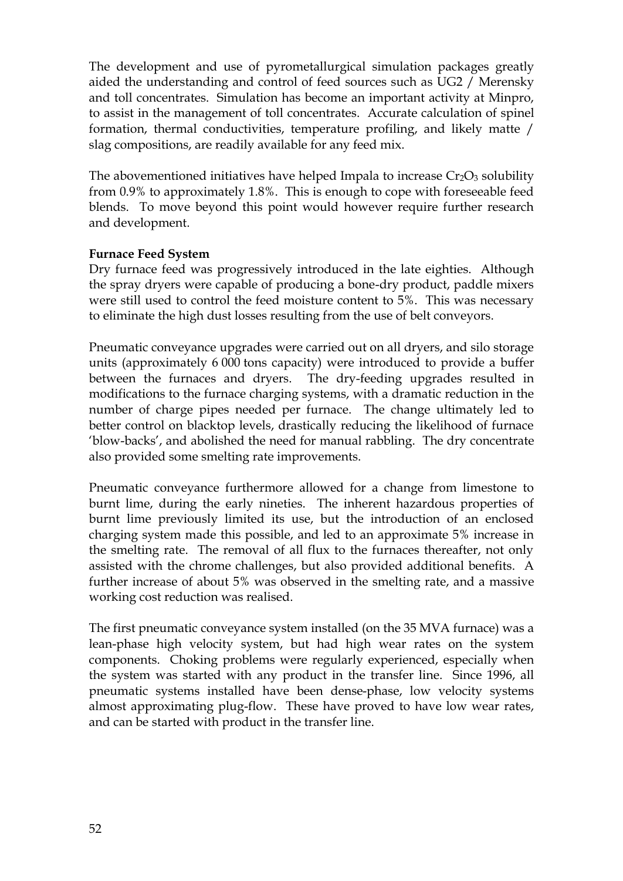The development and use of pyrometallurgical simulation packages greatly aided the understanding and control of feed sources such as UG2 / Merensky and toll concentrates. Simulation has become an important activity at Minpro, to assist in the management of toll concentrates. Accurate calculation of spinel formation, thermal conductivities, temperature profiling, and likely matte / slag compositions, are readily available for any feed mix.

The abovementioned initiatives have helped Impala to increase $Cr_2O_3$ solubility from 0.9% to approximately 1.8%. This is enough to cope with foreseeable feed blends. To move beyond this point would however require further research and development.

**Furnace Feed System**

Dry furnace feed was progressively introduced in the late eighties. Although the spray dryers were capable of producing a bone-dry product, paddle mixers were still used to control the feed moisture content to 5%. This was necessary to eliminate the high dust losses resulting from the use of belt conveyors.

Pneumatic conveyance upgrades were carried out on all dryers, and silo storage units (approximately 6 000 tons capacity) were introduced to provide a buffer between the furnaces and dryers. The dry-feeding upgrades resulted in modifications to the furnace charging systems, with a dramatic reduction in the number of charge pipes needed per furnace. The change ultimately led to better control on blacktop levels, drastically reducing the likelihood of furnace 'blow-backs', and abolished the need for manual rabbling. The dry concentrate also provided some smelting rate improvements.

Pneumatic conveyance furthermore allowed for a change from limestone to burnt lime, during the early nineties. The inherent hazardous properties of burnt lime previously limited its use, but the introduction of an enclosed charging system made this possible, and led to an approximate 5% increase in the smelting rate. The removal of all flux to the furnaces thereafter, not only assisted with the chrome challenges, but also provided additional benefits. A further increase of about 5% was observed in the smelting rate, and a massive working cost reduction was realised.

The first pneumatic conveyance system installed (on the 35 MVA furnace) was a lean-phase high velocity system, but had high wear rates on the system components. Choking problems were regularly experienced, especially when the system was started with any product in the transfer line. Since 1996, all pneumatic systems installed have been dense-phase, low velocity systems almost approximating plug-flow. These have proved to have low wear rates, and can be started with product in the transfer line.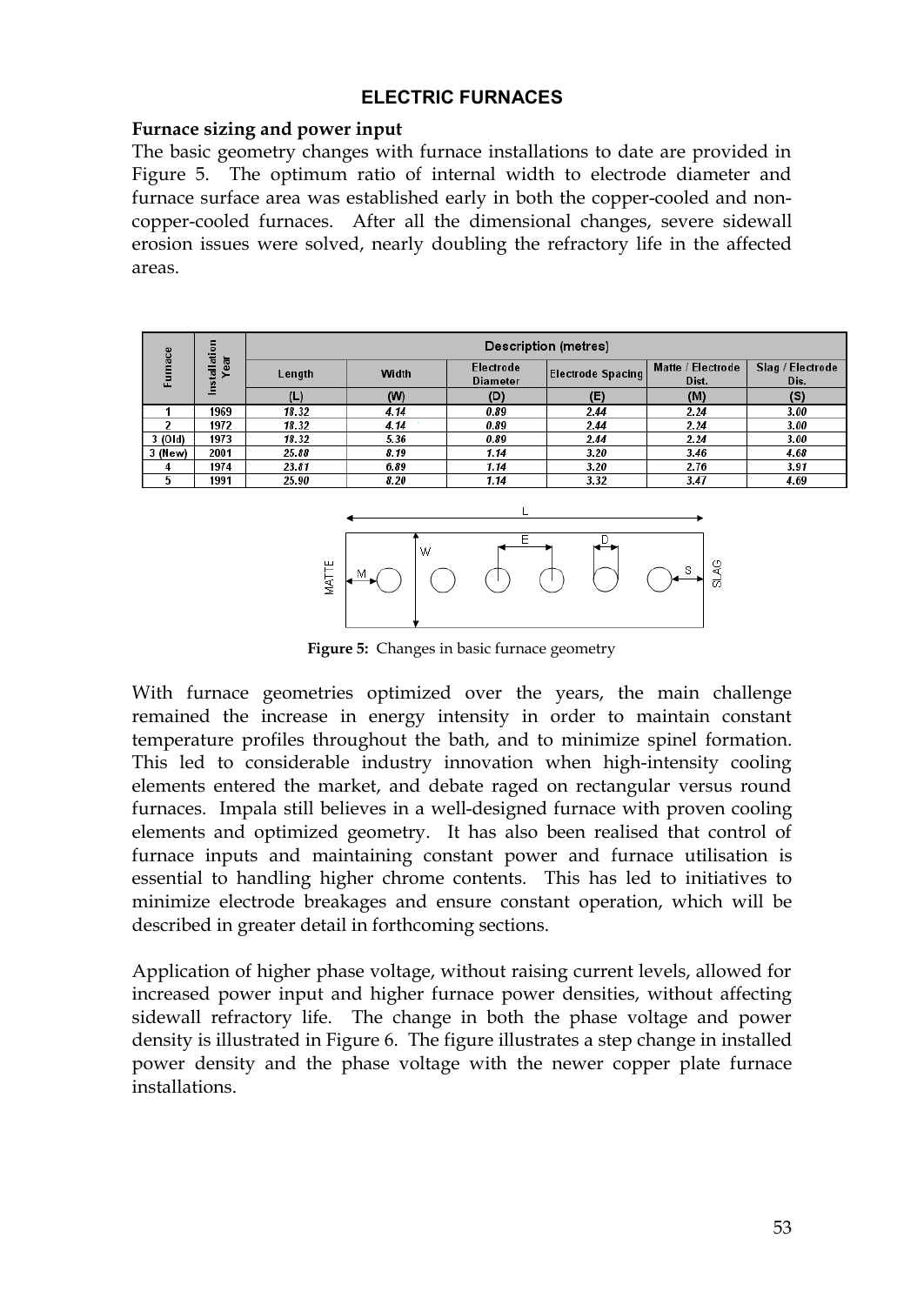## ELECTRIC FURNACES

**Furnace sizing and power input**

The basic geometry changes with furnace installations to date are provided in Figure 5. The optimum ratio of internal width to electrode diameter and furnace surface area was established early in both the copper-cooled and non-copper-cooled furnaces. After all the dimensional changes, severe sidewall erosion issues were solved, nearly doubling the refractory life in the affected areas.

| Furnace | Installation Year | Description (metres) | | | | | |
|---|---|---|---|---|---|---|---|
| | | Length | Width | Electrode Diameter | Electrode Spacing | Matte / Electrode Dist. | Slag / Electrode Dis. |
| | | (L) | (W) | (D) | (E) | (M) | (S) |
| 1 | 1969 | 18.32 | 4.14 | 0.89 | 2.44 | 2.24 | 3.00 |
| 2 | 1972 | 18.32 | 4.14 | 0.89 | 2.44 | 2.24 | 3.00 |
| 3 (Old) | 1973 | 18.32 | 5.36 | 0.89 | 2.44 | 2.24 | 3.00 |
| 3 (New) | 2001 | 25.88 | 8.19 | 1.14 | 3.20 | 3.46 | 4.68 |
| 4 | 1974 | 23.81 | 6.89 | 1.14 | 3.20 | 2.76 | 3.91 |
| 5 | 1991 | 25.90 | 8.20 | 1.14 | 3.32 | 3.47 | 4.69 |

**Figure 5:** Changes in basic furnace geometry

With furnace geometries optimized over the years, the main challenge remained the increase in energy intensity in order to maintain constant temperature profiles throughout the bath, and to minimize spinel formation. This led to considerable industry innovation when high-intensity cooling elements entered the market, and debate raged on rectangular versus round furnaces. Impala still believes in a well-designed furnace with proven cooling elements and optimized geometry. It has also been realised that control of furnace inputs and maintaining constant power and furnace utilisation is essential to handling higher chrome contents. This has led to initiatives to minimize electrode breakages and ensure constant operation, which will be described in greater detail in forthcoming sections.

Application of higher phase voltage, without raising current levels, allowed for increased power input and higher furnace power densities, without affecting sidewall refractory life. The change in both the phase voltage and power density is illustrated in Figure 6. The figure illustrates a step change in installed power density and the phase voltage with the newer copper plate furnace installations.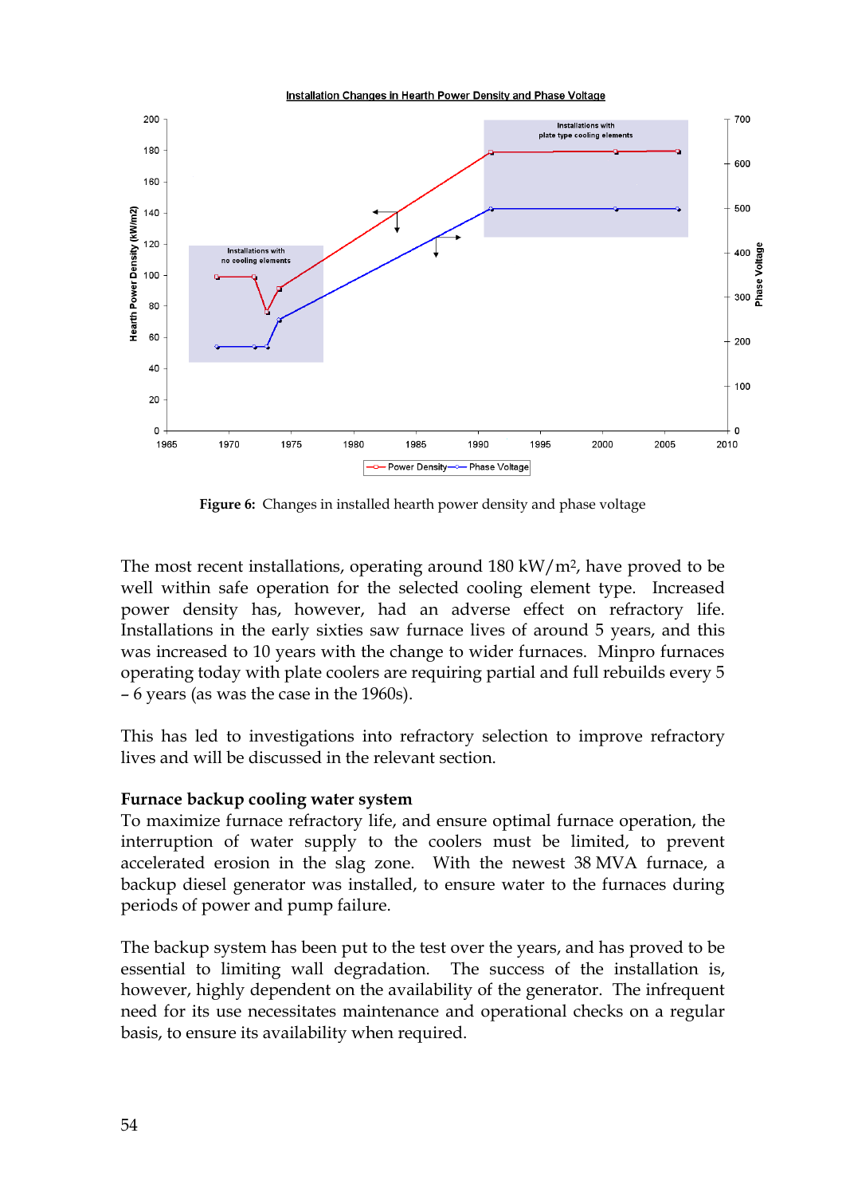**Figure 6:** Changes in installed hearth power density and phase voltage

The most recent installations, operating around 180 kW/m², have proved to be well within safe operation for the selected cooling element type. Increased power density has, however, had an adverse effect on refractory life. Installations in the early sixties saw furnace lives of around 5 years, and this was increased to 10 years with the change to wider furnaces. Minpro furnaces operating today with plate coolers are requiring partial and full rebuilds every 5 – 6 years (as was the case in the 1960s).

This has led to investigations into refractory selection to improve refractory lives and will be discussed in the relevant section.

### Furnace backup cooling water system

To maximize furnace refractory life, and ensure optimal furnace operation, the interruption of water supply to the coolers must be limited, to prevent accelerated erosion in the slag zone. With the newest 38 MVA furnace, a backup diesel generator was installed, to ensure water to the furnaces during periods of power and pump failure.

The backup system has been put to the test over the years, and has proved to be essential to limiting wall degradation. The success of the installation is, however, highly dependent on the availability of the generator. The infrequent need for its use necessitates maintenance and operational checks on a regular basis, to ensure its availability when required.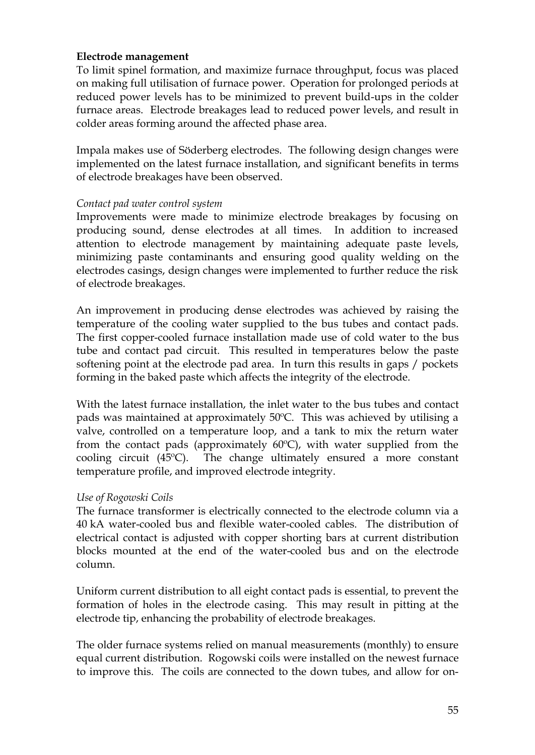**Electrode management**

To limit spinel formation, and maximize furnace throughput, focus was placed on making full utilisation of furnace power. Operation for prolonged periods at reduced power levels has to be minimized to prevent build-ups in the colder furnace areas. Electrode breakages lead to reduced power levels, and result in colder areas forming around the affected phase area.

Impala makes use of Söderberg electrodes. The following design changes were implemented on the latest furnace installation, and significant benefits in terms of electrode breakages have been observed.

*Contact pad water control system*

Improvements were made to minimize electrode breakages by focusing on producing sound, dense electrodes at all times. In addition to increased attention to electrode management by maintaining adequate paste levels, minimizing paste contaminants and ensuring good quality welding on the electrodes casings, design changes were implemented to further reduce the risk of electrode breakages.

An improvement in producing dense electrodes was achieved by raising the temperature of the cooling water supplied to the bus tubes and contact pads. The first copper-cooled furnace installation made use of cold water to the bus tube and contact pad circuit. This resulted in temperatures below the paste softening point at the electrode pad area. In turn this results in gaps / pockets forming in the baked paste which affects the integrity of the electrode.

With the latest furnace installation, the inlet water to the bus tubes and contact pads was maintained at approximately 50ºC. This was achieved by utilising a valve, controlled on a temperature loop, and a tank to mix the return water from the contact pads (approximately 60ºC), with water supplied from the cooling circuit (45ºC). The change ultimately ensured a more constant temperature profile, and improved electrode integrity.

*Use of Rogowski Coils*

The furnace transformer is electrically connected to the electrode column via a 40 kA water-cooled bus and flexible water-cooled cables. The distribution of electrical contact is adjusted with copper shorting bars at current distribution blocks mounted at the end of the water-cooled bus and on the electrode column.

Uniform current distribution to all eight contact pads is essential, to prevent the formation of holes in the electrode casing. This may result in pitting at the electrode tip, enhancing the probability of electrode breakages.

The older furnace systems relied on manual measurements (monthly) to ensure equal current distribution. Rogowski coils were installed on the newest furnace to improve this. The coils are connected to the down tubes, and allow for on-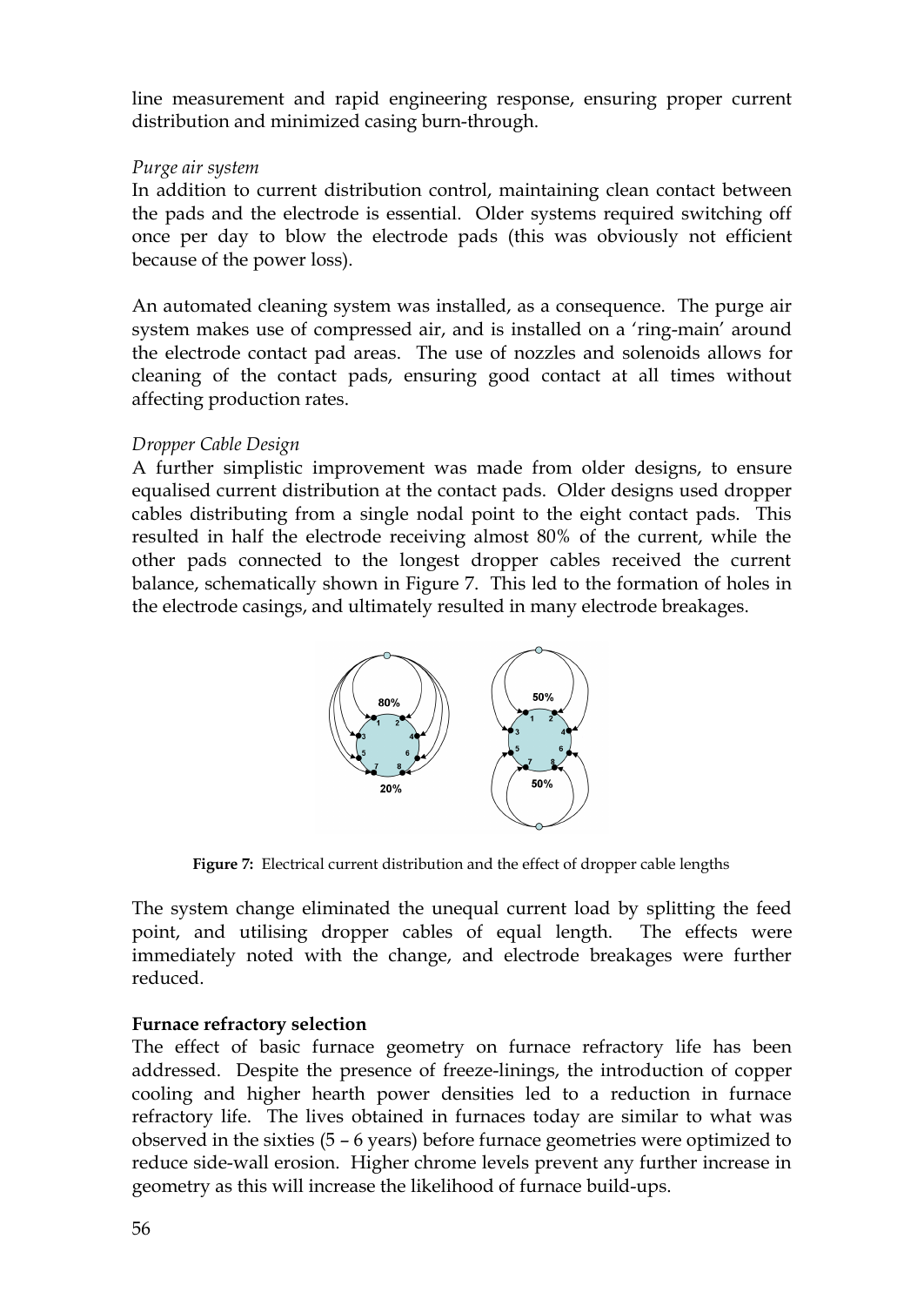line measurement and rapid engineering response, ensuring proper current distribution and minimized casing burn-through.

*Purge air system*

In addition to current distribution control, maintaining clean contact between the pads and the electrode is essential. Older systems required switching off once per day to blow the electrode pads (this was obviously not efficient because of the power loss).

An automated cleaning system was installed, as a consequence. The purge air system makes use of compressed air, and is installed on a 'ring-main' around the electrode contact pad areas. The use of nozzles and solenoids allows for cleaning of the contact pads, ensuring good contact at all times without affecting production rates.

*Dropper Cable Design*

A further simplistic improvement was made from older designs, to ensure equalised current distribution at the contact pads. Older designs used dropper cables distributing from a single nodal point to the eight contact pads. This resulted in half the electrode receiving almost 80% of the current, while the other pads connected to the longest dropper cables received the current balance, schematically shown in Figure 7. This led to the formation of holes in the electrode casings, and ultimately resulted in many electrode breakages.

**Figure 7:** Electrical current distribution and the effect of dropper cable lengths

The system change eliminated the unequal current load by splitting the feed point, and utilising dropper cables of equal length. The effects were immediately noted with the change, and electrode breakages were further reduced.

**Furnace refractory selection**

The effect of basic furnace geometry on furnace refractory life has been addressed. Despite the presence of freeze-linings, the introduction of copper cooling and higher hearth power densities led to a reduction in furnace refractory life. The lives obtained in furnaces today are similar to what was observed in the sixties (5 – 6 years) before furnace geometries were optimized to reduce side-wall erosion. Higher chrome levels prevent any further increase in geometry as this will increase the likelihood of furnace build-ups.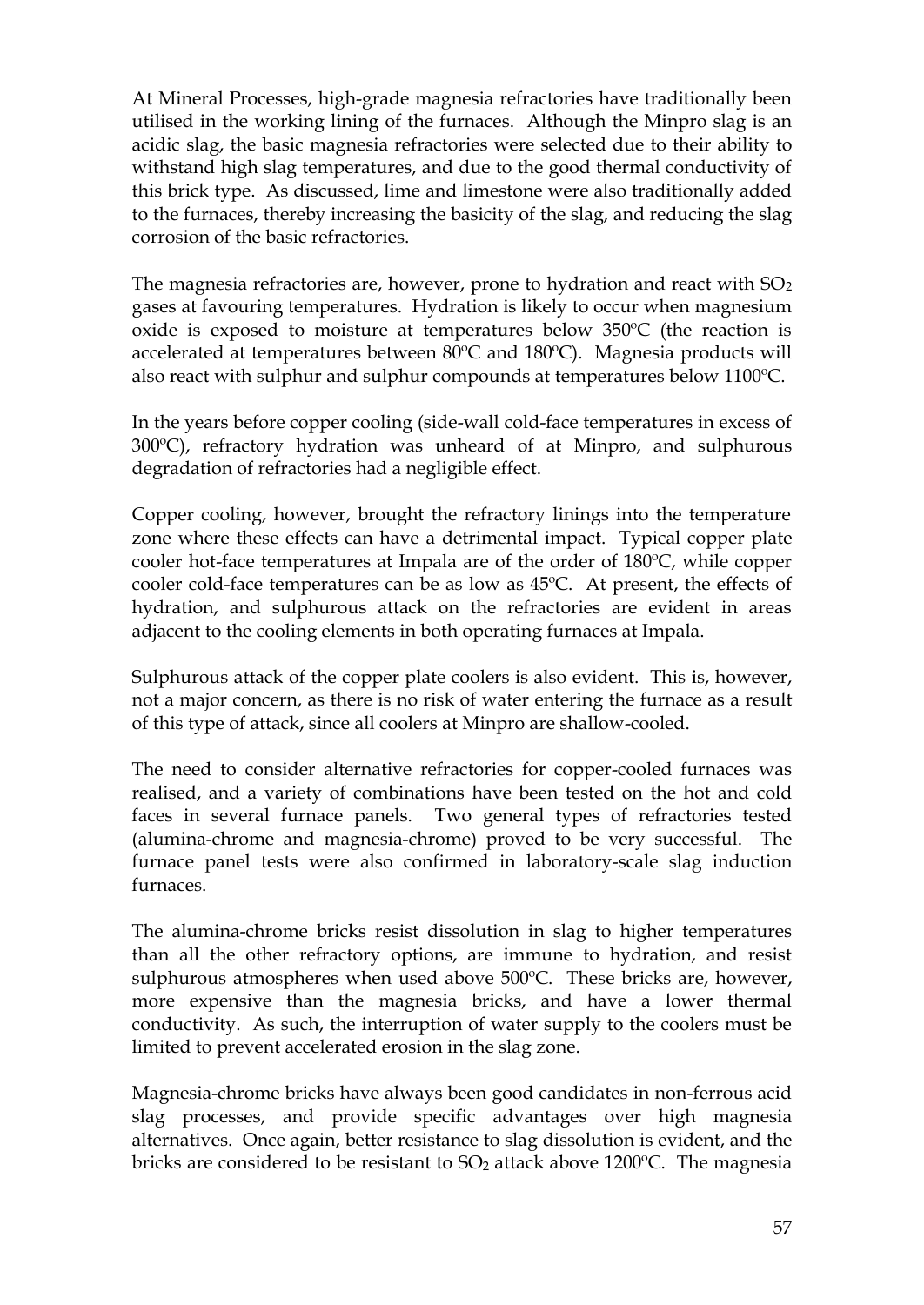At Mineral Processes, high-grade magnesia refractories have traditionally been utilised in the working lining of the furnaces. Although the Minpro slag is an acidic slag, the basic magnesia refractories were selected due to their ability to withstand high slag temperatures, and due to the good thermal conductivity of this brick type. As discussed, lime and limestone were also traditionally added to the furnaces, thereby increasing the basicity of the slag, and reducing the slag corrosion of the basic refractories.

The magnesia refractories are, however, prone to hydration and react with $SO_2$ gases at favouring temperatures. Hydration is likely to occur when magnesium oxide is exposed to moisture at temperatures below 350ºC (the reaction is accelerated at temperatures between 80ºC and 180ºC). Magnesia products will also react with sulphur and sulphur compounds at temperatures below 1100ºC.

In the years before copper cooling (side-wall cold-face temperatures in excess of 300ºC), refractory hydration was unheard of at Minpro, and sulphurous degradation of refractories had a negligible effect.

Copper cooling, however, brought the refractory linings into the temperature zone where these effects can have a detrimental impact. Typical copper plate cooler hot-face temperatures at Impala are of the order of 180ºC, while copper cooler cold-face temperatures can be as low as 45ºC. At present, the effects of hydration, and sulphurous attack on the refractories are evident in areas adjacent to the cooling elements in both operating furnaces at Impala.

Sulphurous attack of the copper plate coolers is also evident. This is, however, not a major concern, as there is no risk of water entering the furnace as a result of this type of attack, since all coolers at Minpro are shallow-cooled.

The need to consider alternative refractories for copper-cooled furnaces was realised, and a variety of combinations have been tested on the hot and cold faces in several furnace panels. Two general types of refractories tested (alumina-chrome and magnesia-chrome) proved to be very successful. The furnace panel tests were also confirmed in laboratory-scale slag induction furnaces.

The alumina-chrome bricks resist dissolution in slag to higher temperatures than all the other refractory options, are immune to hydration, and resist sulphurous atmospheres when used above 500ºC. These bricks are, however, more expensive than the magnesia bricks, and have a lower thermal conductivity. As such, the interruption of water supply to the coolers must be limited to prevent accelerated erosion in the slag zone.

Magnesia-chrome bricks have always been good candidates in non-ferrous acid slag processes, and provide specific advantages over high magnesia alternatives. Once again, better resistance to slag dissolution is evident, and the bricks are considered to be resistant to $SO_2$ attack above 1200ºC. The magnesia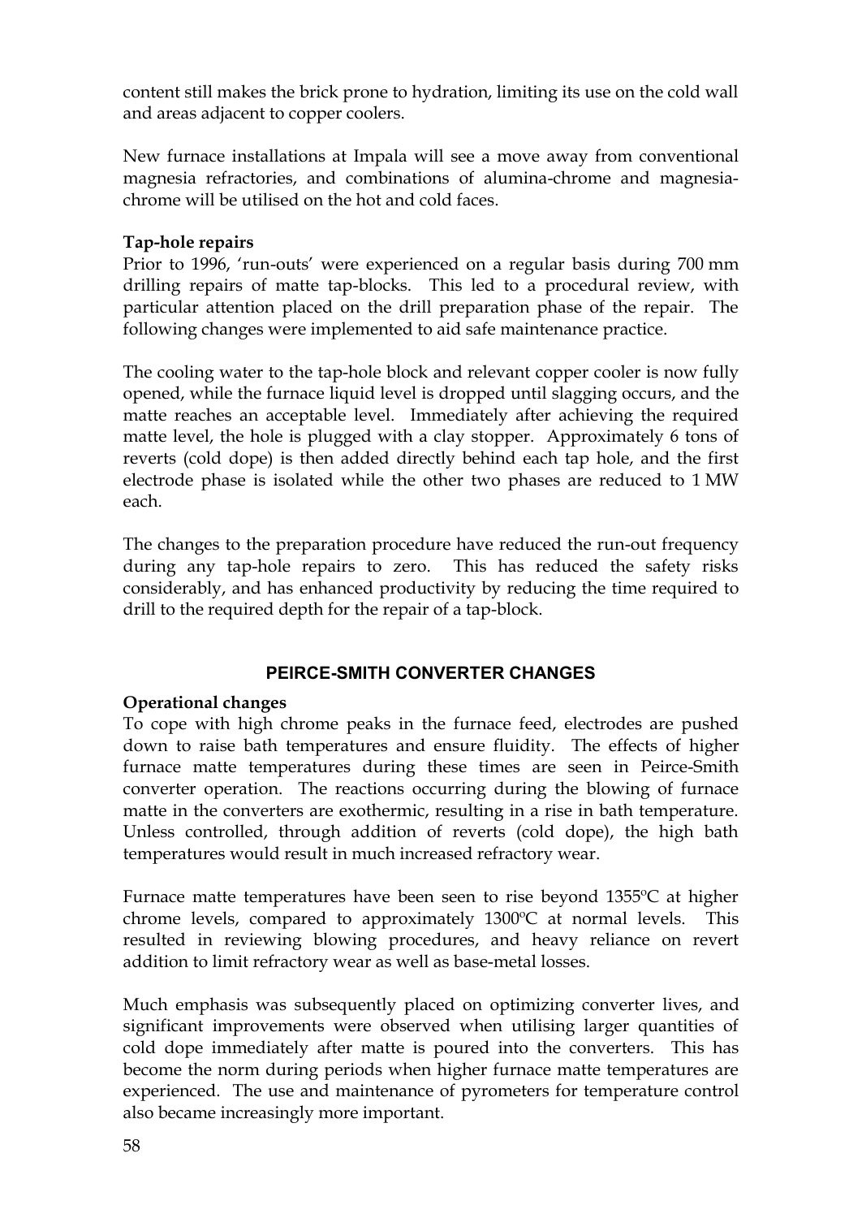content still makes the brick prone to hydration, limiting its use on the cold wall and areas adjacent to copper coolers.

New furnace installations at Impala will see a move away from conventional magnesia refractories, and combinations of alumina-chrome and magnesia-chrome will be utilised on the hot and cold faces.

**Tap-hole repairs**

Prior to 1996, 'run-outs' were experienced on a regular basis during 700 mm drilling repairs of matte tap-blocks. This led to a procedural review, with particular attention placed on the drill preparation phase of the repair. The following changes were implemented to aid safe maintenance practice.

The cooling water to the tap-hole block and relevant copper cooler is now fully opened, while the furnace liquid level is dropped until slagging occurs, and the matte reaches an acceptable level. Immediately after achieving the required matte level, the hole is plugged with a clay stopper. Approximately 6 tons of reverts (cold dope) is then added directly behind each tap hole, and the first electrode phase is isolated while the other two phases are reduced to 1 MW each.

The changes to the preparation procedure have reduced the run-out frequency during any tap-hole repairs to zero. This has reduced the safety risks considerably, and has enhanced productivity by reducing the time required to drill to the required depth for the repair of a tap-block.

## PEIRCE-SMITH CONVERTER CHANGES

**Operational changes**

To cope with high chrome peaks in the furnace feed, electrodes are pushed down to raise bath temperatures and ensure fluidity. The effects of higher furnace matte temperatures during these times are seen in Peirce-Smith converter operation. The reactions occurring during the blowing of furnace matte in the converters are exothermic, resulting in a rise in bath temperature. Unless controlled, through addition of reverts (cold dope), the high bath temperatures would result in much increased refractory wear.

Furnace matte temperatures have been seen to rise beyond 1355ºC at higher chrome levels, compared to approximately 1300ºC at normal levels. This resulted in reviewing blowing procedures, and heavy reliance on revert addition to limit refractory wear as well as base-metal losses.

Much emphasis was subsequently placed on optimizing converter lives, and significant improvements were observed when utilising larger quantities of cold dope immediately after matte is poured into the converters. This has become the norm during periods when higher furnace matte temperatures are experienced. The use and maintenance of pyrometers for temperature control also became increasingly more important.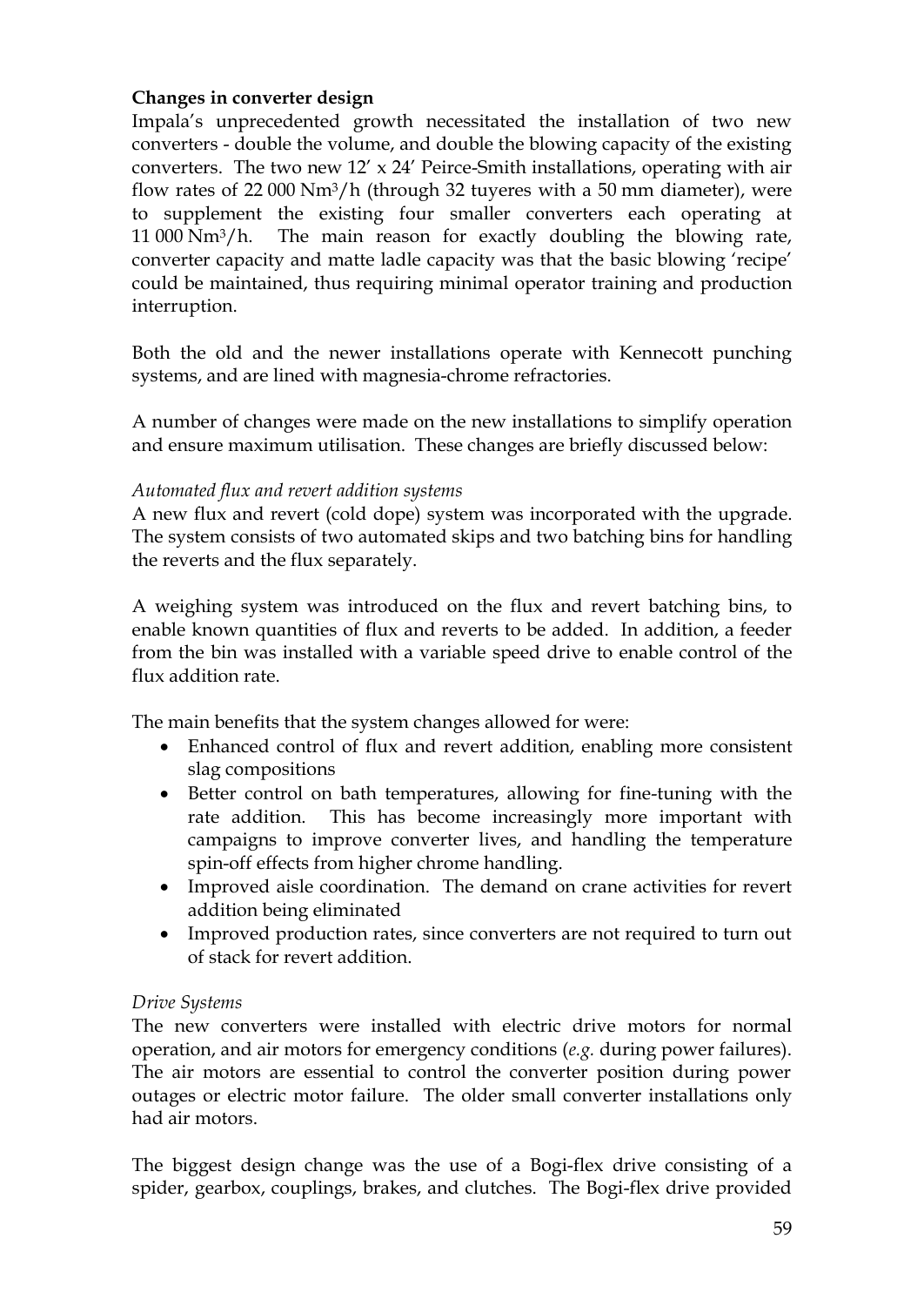**Changes in converter design**

Impala's unprecedented growth necessitated the installation of two new converters - double the volume, and double the blowing capacity of the existing converters. The two new 12' x 24' Peirce-Smith installations, operating with air flow rates of 22 000 $Nm^3/h$ (through 32 tuyeres with a 50 mm diameter), were to supplement the existing four smaller converters each operating at 11 000 $Nm^3/h$. The main reason for exactly doubling the blowing rate, converter capacity and matte ladle capacity was that the basic blowing 'recipe' could be maintained, thus requiring minimal operator training and production interruption.

Both the old and the newer installations operate with Kennecott punching systems, and are lined with magnesia-chrome refractories.

A number of changes were made on the new installations to simplify operation and ensure maximum utilisation. These changes are briefly discussed below:

*Automated flux and revert addition systems*

A new flux and revert (cold dope) system was incorporated with the upgrade. The system consists of two automated skips and two batching bins for handling the reverts and the flux separately.

A weighing system was introduced on the flux and revert batching bins, to enable known quantities of flux and reverts to be added. In addition, a feeder from the bin was installed with a variable speed drive to enable control of the flux addition rate.

The main benefits that the system changes allowed for were:

- Enhanced control of flux and revert addition, enabling more consistent slag compositions
- Better control on bath temperatures, allowing for fine-tuning with the rate addition. This has become increasingly more important with campaigns to improve converter lives, and handling the temperature spin-off effects from higher chrome handling.
- Improved aisle coordination. The demand on crane activities for revert addition being eliminated
- Improved production rates, since converters are not required to turn out of stack for revert addition.

*Drive Systems*

The new converters were installed with electric drive motors for normal operation, and air motors for emergency conditions (*e.g.* during power failures). The air motors are essential to control the converter position during power outages or electric motor failure. The older small converter installations only had air motors.

The biggest design change was the use of a Bogi-flex drive consisting of a spider, gearbox, couplings, brakes, and clutches. The Bogi-flex drive provided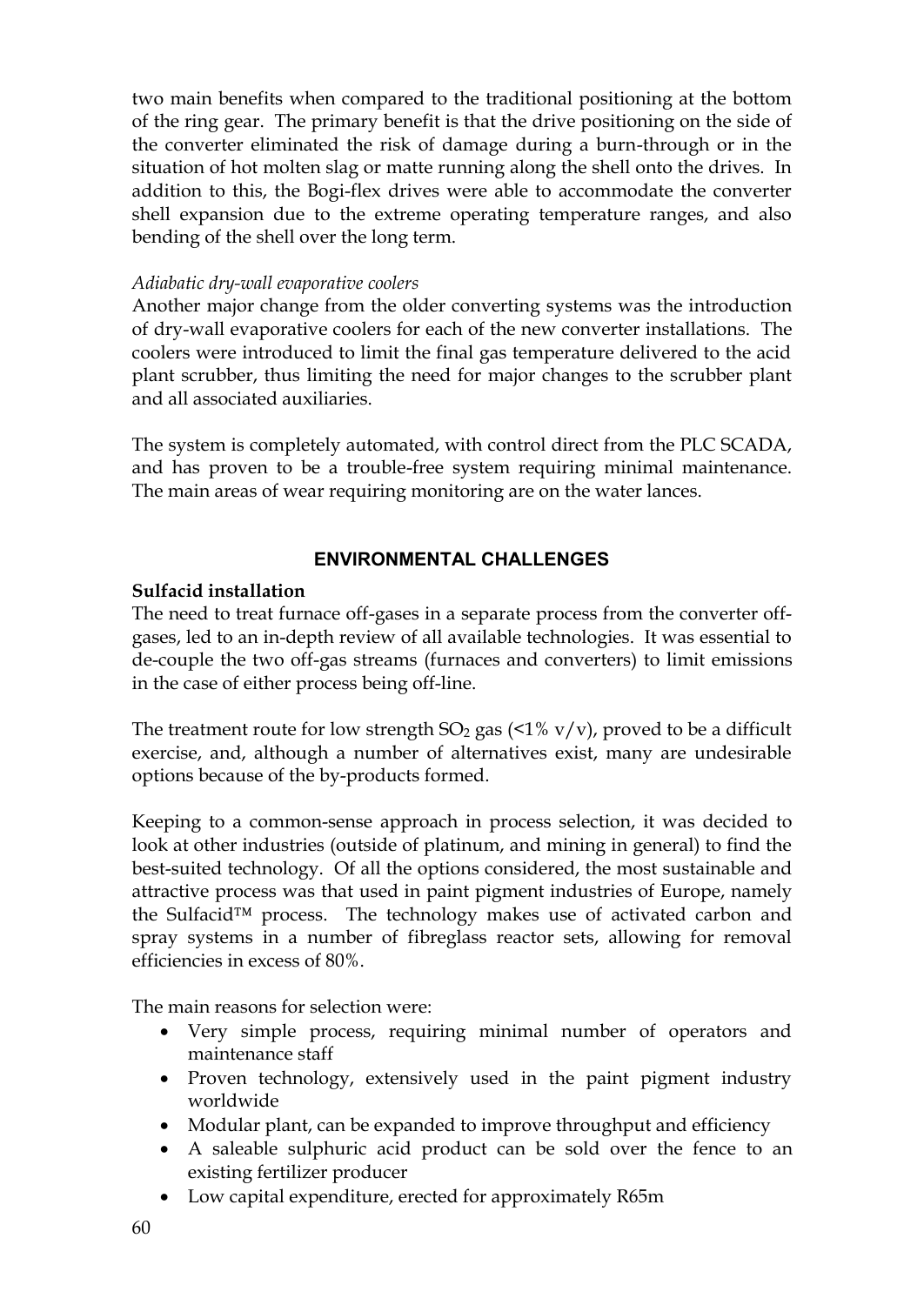two main benefits when compared to the traditional positioning at the bottom of the ring gear. The primary benefit is that the drive positioning on the side of the converter eliminated the risk of damage during a burn-through or in the situation of hot molten slag or matte running along the shell onto the drives. In addition to this, the Bogi-flex drives were able to accommodate the converter shell expansion due to the extreme operating temperature ranges, and also bending of the shell over the long term.

*Adiabatic dry-wall evaporative coolers*

Another major change from the older converting systems was the introduction of dry-wall evaporative coolers for each of the new converter installations. The coolers were introduced to limit the final gas temperature delivered to the acid plant scrubber, thus limiting the need for major changes to the scrubber plant and all associated auxiliaries.

The system is completely automated, with control direct from the PLC SCADA, and has proven to be a trouble-free system requiring minimal maintenance. The main areas of wear requiring monitoring are on the water lances.

## ENVIRONMENTAL CHALLENGES

**Sulfacid installation**

The need to treat furnace off-gases in a separate process from the converter off-gases, led to an in-depth review of all available technologies. It was essential to de-couple the two off-gas streams (furnaces and converters) to limit emissions in the case of either process being off-line.

The treatment route for low strength $SO_2$ gas (<1% v/v), proved to be a difficult exercise, and, although a number of alternatives exist, many are undesirable options because of the by-products formed.

Keeping to a common-sense approach in process selection, it was decided to look at other industries (outside of platinum, and mining in general) to find the best-suited technology. Of all the options considered, the most sustainable and attractive process was that used in paint pigment industries of Europe, namely the Sulfacid™ process. The technology makes use of activated carbon and spray systems in a number of fibreglass reactor sets, allowing for removal efficiencies in excess of 80%.

The main reasons for selection were:

- Very simple process, requiring minimal number of operators and maintenance staff
- Proven technology, extensively used in the paint pigment industry worldwide
- Modular plant, can be expanded to improve throughput and efficiency
- A saleable sulphuric acid product can be sold over the fence to an existing fertilizer producer
- Low capital expenditure, erected for approximately R65m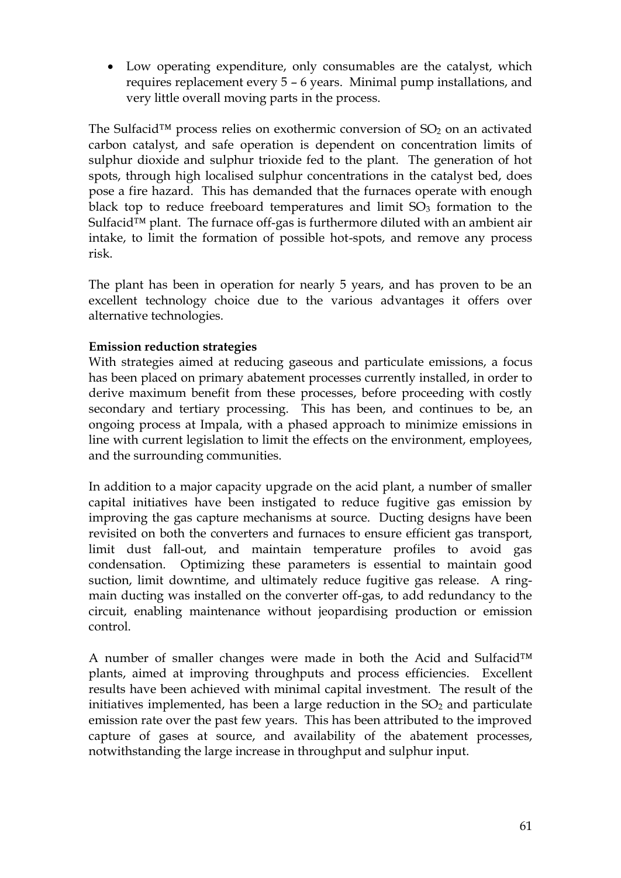- Low operating expenditure, only consumables are the catalyst, which requires replacement every 5 – 6 years. Minimal pump installations, and very little overall moving parts in the process.

The Sulfacid™ process relies on exothermic conversion of $SO_2$ on an activated carbon catalyst, and safe operation is dependent on concentration limits of sulphur dioxide and sulphur trioxide fed to the plant. The generation of hot spots, through high localised sulphur concentrations in the catalyst bed, does pose a fire hazard. This has demanded that the furnaces operate with enough black top to reduce freeboard temperatures and limit $SO_3$ formation to the Sulfacid™ plant. The furnace off-gas is furthermore diluted with an ambient air intake, to limit the formation of possible hot-spots, and remove any process risk.

The plant has been in operation for nearly 5 years, and has proven to be an excellent technology choice due to the various advantages it offers over alternative technologies.

**Emission reduction strategies**

With strategies aimed at reducing gaseous and particulate emissions, a focus has been placed on primary abatement processes currently installed, in order to derive maximum benefit from these processes, before proceeding with costly secondary and tertiary processing. This has been, and continues to be, an ongoing process at Impala, with a phased approach to minimize emissions in line with current legislation to limit the effects on the environment, employees, and the surrounding communities.

In addition to a major capacity upgrade on the acid plant, a number of smaller capital initiatives have been instigated to reduce fugitive gas emission by improving the gas capture mechanisms at source. Ducting designs have been revisited on both the converters and furnaces to ensure efficient gas transport, limit dust fall-out, and maintain temperature profiles to avoid gas condensation. Optimizing these parameters is essential to maintain good suction, limit downtime, and ultimately reduce fugitive gas release. A ring-main ducting was installed on the converter off-gas, to add redundancy to the circuit, enabling maintenance without jeopardising production or emission control.

A number of smaller changes were made in both the Acid and Sulfacid™ plants, aimed at improving throughputs and process efficiencies. Excellent results have been achieved with minimal capital investment. The result of the initiatives implemented, has been a large reduction in the $SO_2$ and particulate emission rate over the past few years. This has been attributed to the improved capture of gases at source, and availability of the abatement processes, notwithstanding the large increase in throughput and sulphur input.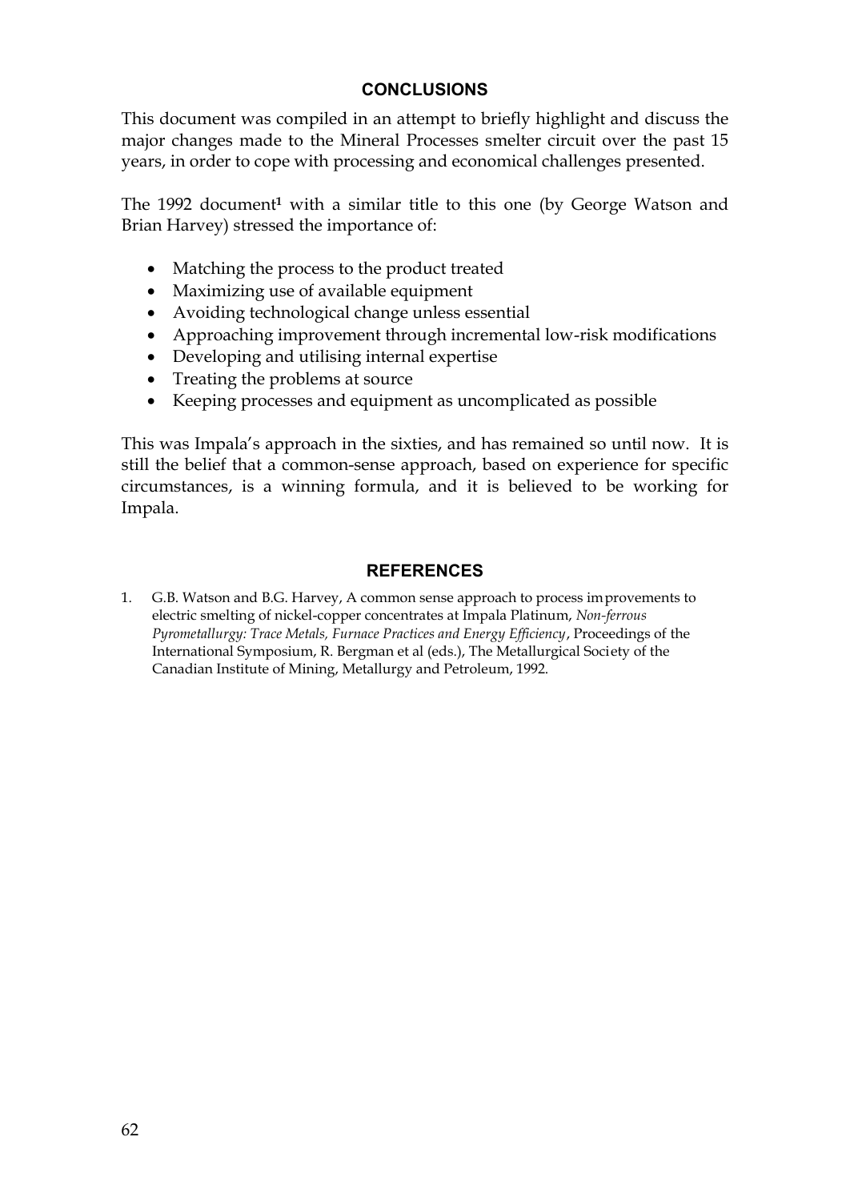## CONCLUSIONS

This document was compiled in an attempt to briefly highlight and discuss the major changes made to the Mineral Processes smelter circuit over the past 15 years, in order to cope with processing and economical challenges presented.

The 1992 document[1] with a similar title to this one (by George Watson and Brian Harvey) stressed the importance of:

- Matching the process to the product treated
- Maximizing use of available equipment
- Avoiding technological change unless essential
- Approaching improvement through incremental low-risk modifications
- Developing and utilising internal expertise
- Treating the problems at source
- Keeping processes and equipment as uncomplicated as possible

This was Impala's approach in the sixties, and has remained so until now. It is still the belief that a common-sense approach, based on experience for specific circumstances, is a winning formula, and it is believed to be working for Impala.

## REFERENCES

1. G.B. Watson and B.G. Harvey, A common sense approach to process improvements to electric smelting of nickel-copper concentrates at Impala Platinum, *Non-ferrous Pyrometallurgy: Trace Metals, Furnace Practices and Energy Efficiency*, Proceedings of the International Symposium, R. Bergman et al (eds.), The Metallurgical Society of the Canadian Institute of Mining, Metallurgy and Petroleum, 1992.